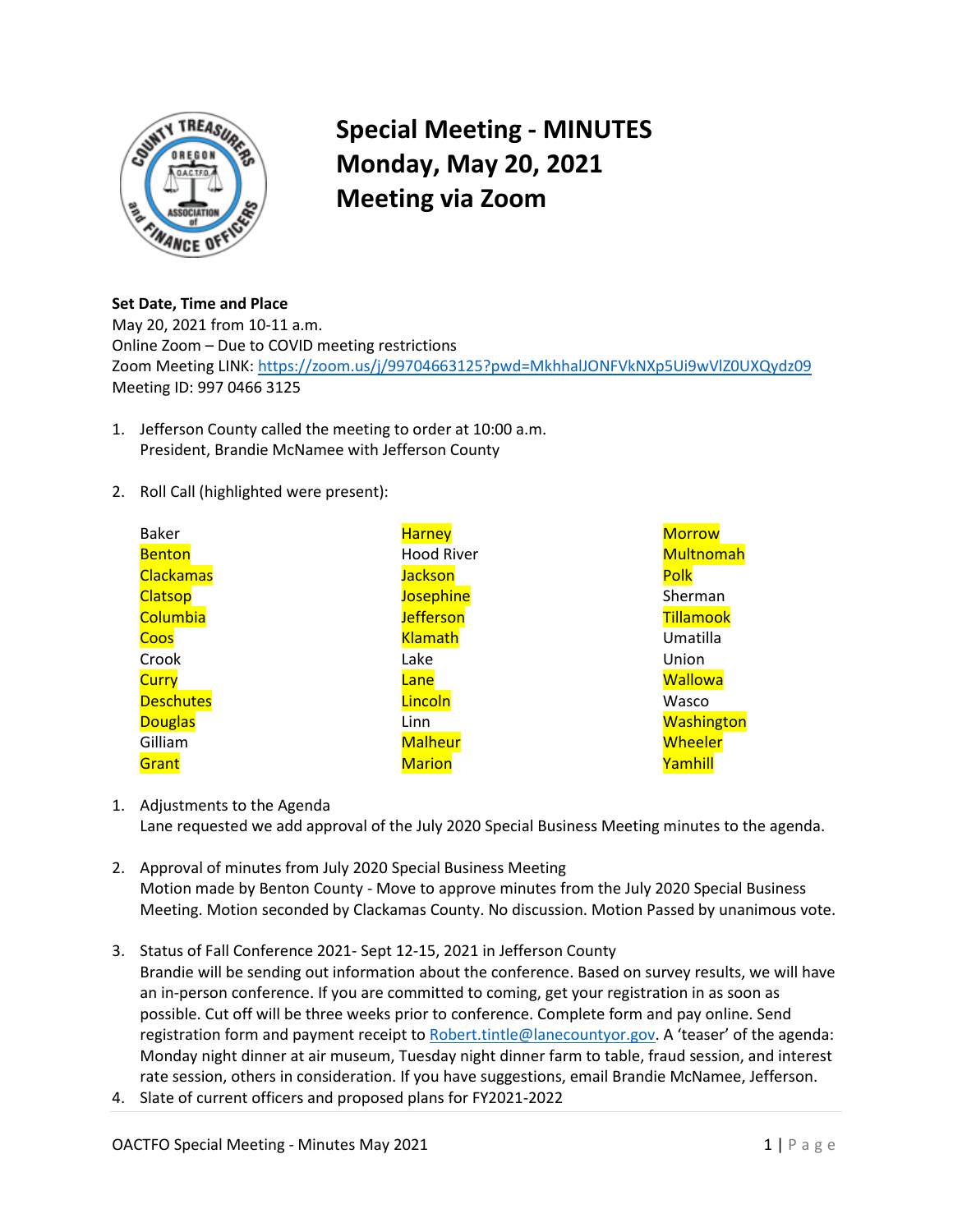# Special Meeting - MINUTES
# Monday, May 20, 2021
# Meeting via Zoom

**Set Date, Time and Place**
May 20, 2021 from 10-11 a.m.
Online Zoom – Due to COVID meeting restrictions
Zoom Meeting LINK: https://zoom.us/j/99704663125?pwd=MkhhalJONFVkNXp5Ui9wVlZ0UXQydz09
Meeting ID: 997 0466 3125

1. Jefferson County called the meeting to order at 10:00 a.m.
   President, Brandie McNamee with Jefferson County

2. Roll Call (highlighted were present):

| | | |
|---|---|---|
| Baker | **Harney** | **Morrow** |
| **Benton** | Hood River | **Multnomah** |
| **Clackamas** | **Jackson** | **Polk** |
| **Clatsop** | **Josephine** | Sherman |
| **Columbia** | **Jefferson** | **Tillamook** |
| **Coos** | **Klamath** | Umatilla |
| Crook | Lake | Union |
| **Curry** | **Lane** | **Wallowa** |
| **Deschutes** | **Lincoln** | Wasco |
| **Douglas** | Linn | **Washington** |
| Gilliam | **Malheur** | **Wheeler** |
| **Grant** | **Marion** | **Yamhill** |

1. Adjustments to the Agenda
   Lane requested we add approval of the July 2020 Special Business Meeting minutes to the agenda.

2. Approval of minutes from July 2020 Special Business Meeting
   Motion made by Benton County - Move to approve minutes from the July 2020 Special Business Meeting. Motion seconded by Clackamas County. No discussion. Motion Passed by unanimous vote.

3. Status of Fall Conference 2021- Sept 12-15, 2021 in Jefferson County
   Brandie will be sending out information about the conference. Based on survey results, we will have an in-person conference. If you are committed to coming, get your registration in as soon as possible. Cut off will be three weeks prior to conference. Complete form and pay online. Send registration form and payment receipt to Robert.tintle@lanecountyor.gov. A 'teaser' of the agenda: Monday night dinner at air museum, Tuesday night dinner farm to table, fraud session, and interest rate session, others in consideration. If you have suggestions, email Brandie McNamee, Jefferson.

4. Slate of current officers and proposed plans for FY2021-2022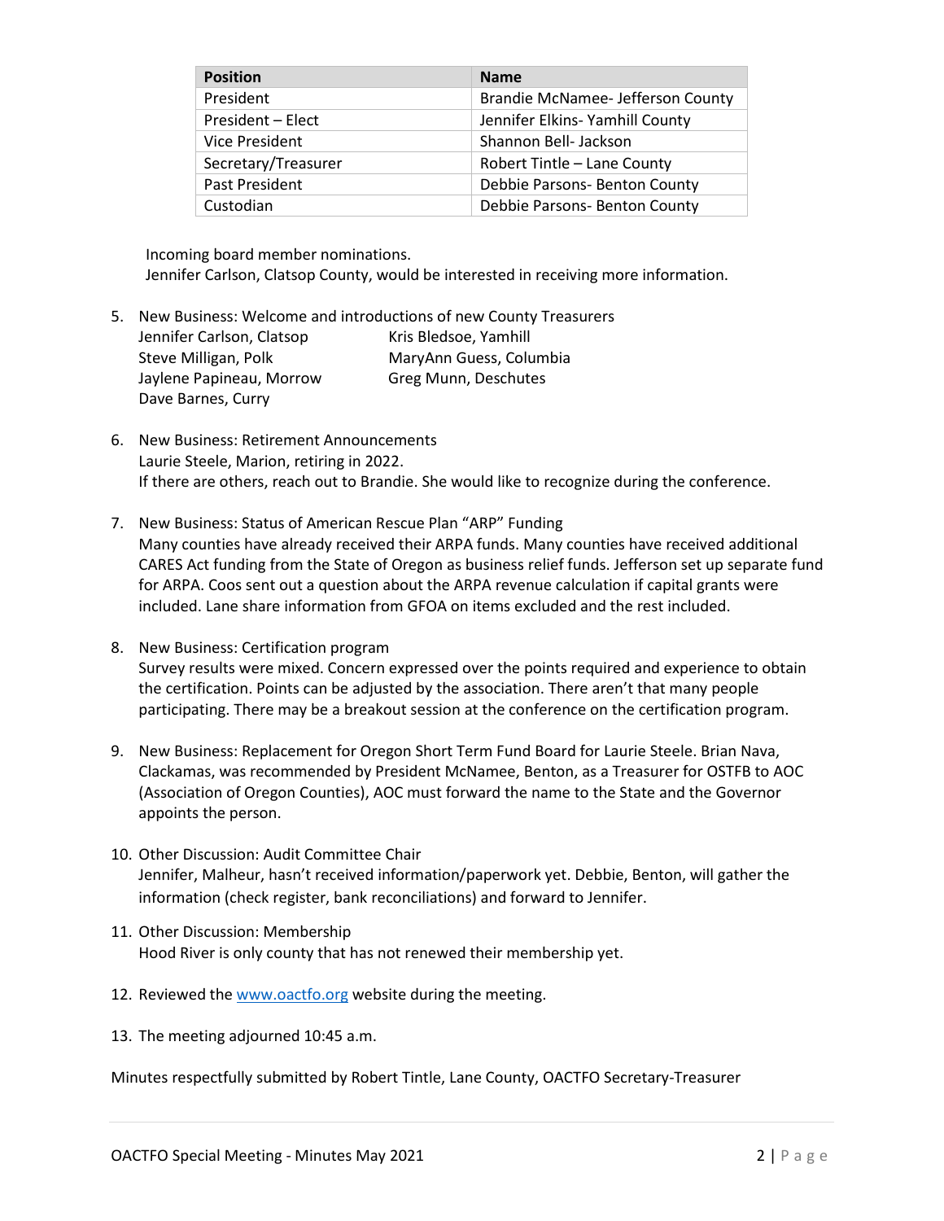| Position | Name |
|---|---|
| President | Brandie McNamee- Jefferson County |
| President – Elect | Jennifer Elkins- Yamhill County |
| Vice President | Shannon Bell- Jackson |
| Secretary/Treasurer | Robert Tintle – Lane County |
| Past President | Debbie Parsons- Benton County |
| Custodian | Debbie Parsons- Benton County |

Incoming board member nominations.
Jennifer Carlson, Clatsop County, would be interested in receiving more information.

5. New Business: Welcome and introductions of new County Treasurers
   Jennifer Carlson, Clatsop
   Kris Bledsoe, Yamhill
   Steve Milligan, Polk
   MaryAnn Guess, Columbia
   Jaylene Papineau, Morrow
   Greg Munn, Deschutes
   Dave Barnes, Curry

6. New Business: Retirement Announcements
   Laurie Steele, Marion, retiring in 2022.
   If there are others, reach out to Brandie. She would like to recognize during the conference.

7. New Business: Status of American Rescue Plan "ARP" Funding
   Many counties have already received their ARPA funds. Many counties have received additional CARES Act funding from the State of Oregon as business relief funds. Jefferson set up separate fund for ARPA. Coos sent out a question about the ARPA revenue calculation if capital grants were included. Lane share information from GFOA on items excluded and the rest included.

8. New Business: Certification program
   Survey results were mixed. Concern expressed over the points required and experience to obtain the certification. Points can be adjusted by the association. There aren't that many people participating. There may be a breakout session at the conference on the certification program.

9. New Business: Replacement for Oregon Short Term Fund Board for Laurie Steele. Brian Nava, Clackamas, was recommended by President McNamee, Benton, as a Treasurer for OSTFB to AOC (Association of Oregon Counties), AOC must forward the name to the State and the Governor appoints the person.

10. Other Discussion: Audit Committee Chair
    Jennifer, Malheur, hasn't received information/paperwork yet. Debbie, Benton, will gather the information (check register, bank reconciliations) and forward to Jennifer.

11. Other Discussion: Membership
    Hood River is only county that has not renewed their membership yet.

12. Reviewed the [www.oactfo.org](http://www.oactfo.org) website during the meeting.

13. The meeting adjourned 10:45 a.m.

Minutes respectfully submitted by Robert Tintle, Lane County, OACTFO Secretary-Treasurer